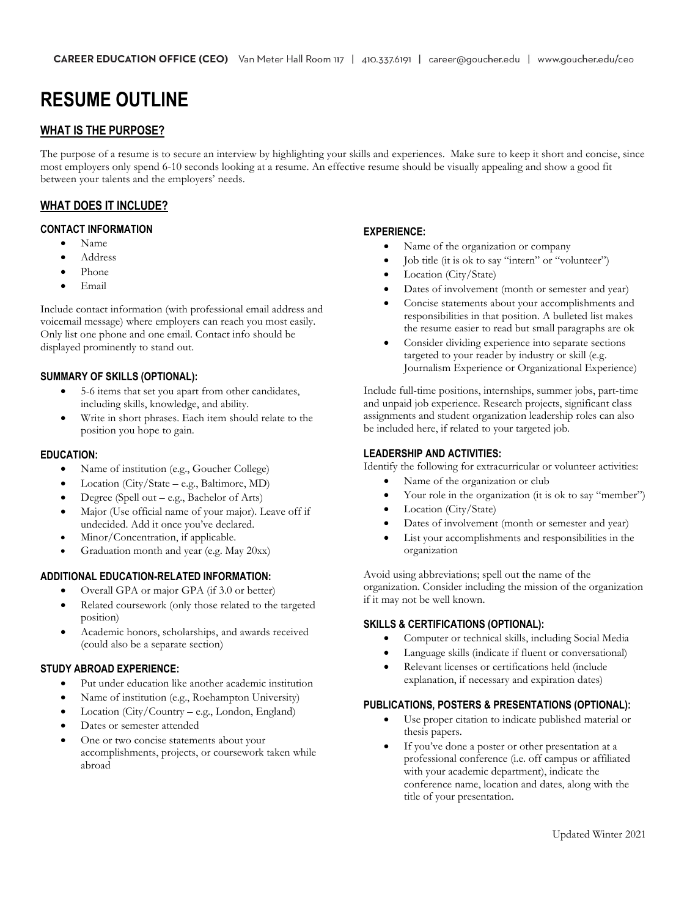**CAREER EDUCATION OFFICE (CEO)** Van Meter Hall Room 117 | 410.337.6191 | career@goucher.edu | www.goucher.edu/ceo

# RESUME OUTLINE

## WHAT IS THE PURPOSE?

The purpose of a resume is to secure an interview by highlighting your skills and experiences. Make sure to keep it short and concise, since most employers only spend 6-10 seconds looking at a resume. An effective resume should be visually appealing and show a good fit between your talents and the employers' needs.

## WHAT DOES IT INCLUDE?

### CONTACT INFORMATION

- Name
- Address
- Phone
- Email

Include contact information (with professional email address and voicemail message) where employers can reach you most easily. Only list one phone and one email. Contact info should be displayed prominently to stand out.

### SUMMARY OF SKILLS (OPTIONAL):

- 5-6 items that set you apart from other candidates, including skills, knowledge, and ability.
- Write in short phrases. Each item should relate to the position you hope to gain.

### EDUCATION:

- Name of institution (e.g., Goucher College)
- Location (City/State – e.g., Baltimore, MD)
- Degree (Spell out – e.g., Bachelor of Arts)
- Major (Use official name of your major). Leave off if undecided. Add it once you've declared.
- Minor/Concentration, if applicable.
- Graduation month and year (e.g. May 20xx)

### ADDITIONAL EDUCATION-RELATED INFORMATION:

- Overall GPA or major GPA (if 3.0 or better)
- Related coursework (only those related to the targeted position)
- Academic honors, scholarships, and awards received (could also be a separate section)

### STUDY ABROAD EXPERIENCE:

- Put under education like another academic institution
- Name of institution (e.g., Roehampton University)
- Location (City/Country – e.g., London, England)
- Dates or semester attended
- One or two concise statements about your accomplishments, projects, or coursework taken while abroad

### EXPERIENCE:

- Name of the organization or company
- Job title (it is ok to say "intern" or "volunteer")
- Location (City/State)
- Dates of involvement (month or semester and year)
- Concise statements about your accomplishments and responsibilities in that position. A bulleted list makes the resume easier to read but small paragraphs are ok
- Consider dividing experience into separate sections targeted to your reader by industry or skill (e.g. Journalism Experience or Organizational Experience)

Include full-time positions, internships, summer jobs, part-time and unpaid job experience. Research projects, significant class assignments and student organization leadership roles can also be included here, if related to your targeted job.

### LEADERSHIP AND ACTIVITIES:

Identify the following for extracurricular or volunteer activities:

- Name of the organization or club
- Your role in the organization (it is ok to say "member")
- Location (City/State)
- Dates of involvement (month or semester and year)
- List your accomplishments and responsibilities in the organization

Avoid using abbreviations; spell out the name of the organization. Consider including the mission of the organization if it may not be well known.

### SKILLS & CERTIFICATIONS (OPTIONAL):

- Computer or technical skills, including Social Media
- Language skills (indicate if fluent or conversational)
- Relevant licenses or certifications held (include explanation, if necessary and expiration dates)

### PUBLICATIONS, POSTERS & PRESENTATIONS (OPTIONAL):

- Use proper citation to indicate published material or thesis papers.
- If you've done a poster or other presentation at a professional conference (i.e. off campus or affiliated with your academic department), indicate the conference name, location and dates, along with the title of your presentation.

Updated Winter 2021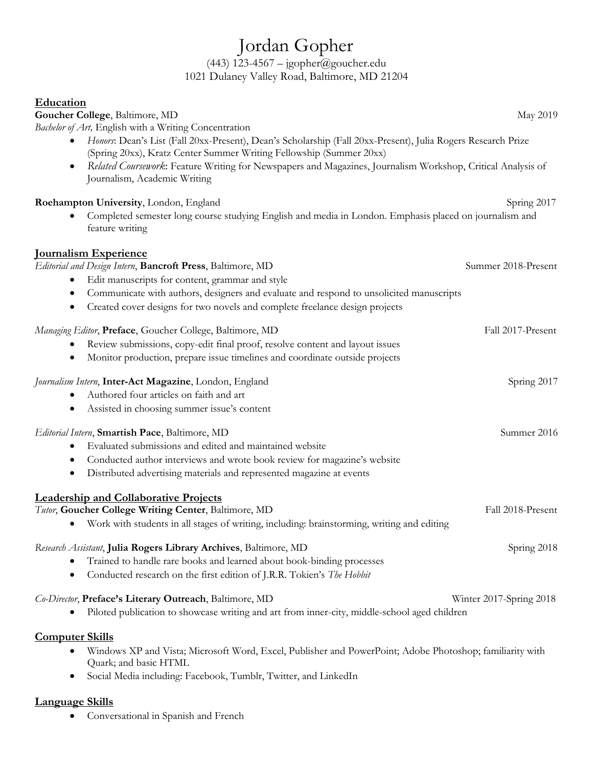# Jordan Gopher

(443) 123-4567 – jgopher@goucher.edu
1021 Dulaney Valley Road, Baltimore, MD 21204

## Education

**Goucher College**, Baltimore, MD — May 2019
*Bachelor of Art,* English with a Writing Concentration

- *Honors*: Dean's List (Fall 20xx-Present), Dean's Scholarship (Fall 20xx-Present), Julia Rogers Research Prize (Spring 20xx), Kratz Center Summer Writing Fellowship (Summer 20xx)
- *Related Coursework*: Feature Writing for Newspapers and Magazines, Journalism Workshop, Critical Analysis of Journalism, Academic Writing

**Roehampton University**, London, England — Spring 2017

- Completed semester long course studying English and media in London. Emphasis placed on journalism and feature writing

## Journalism Experience

*Editorial and Design Intern*, **Bancroft Press**, Baltimore, MD — Summer 2018-Present

- Edit manuscripts for content, grammar and style
- Communicate with authors, designers and evaluate and respond to unsolicited manuscripts
- Created cover designs for two novels and complete freelance design projects

*Managing Editor*, **Preface**, Goucher College, Baltimore, MD — Fall 2017-Present

- Review submissions, copy-edit final proof, resolve content and layout issues
- Monitor production, prepare issue timelines and coordinate outside projects

*Journalism Intern*, **Inter-Act Magazine**, London, England — Spring 2017

- Authored four articles on faith and art
- Assisted in choosing summer issue's content

*Editorial Intern*, **Smartish Pace**, Baltimore, MD — Summer 2016

- Evaluated submissions and edited and maintained website
- Conducted author interviews and wrote book review for magazine's website
- Distributed advertising materials and represented magazine at events

## Leadership and Collaborative Projects

*Tutor*, **Goucher College Writing Center**, Baltimore, MD — Fall 2018-Present

- Work with students in all stages of writing, including: brainstorming, writing and editing

*Research Assistant*, **Julia Rogers Library Archives**, Baltimore, MD — Spring 2018

- Trained to handle rare books and learned about book-binding processes
- Conducted research on the first edition of J.R.R. Tokien's *The Hobbit*

*Co-Director*, **Preface's Literary Outreach**, Baltimore, MD — Winter 2017-Spring 2018

- Piloted publication to showcase writing and art from inner-city, middle-school aged children

## Computer Skills

- Windows XP and Vista; Microsoft Word, Excel, Publisher and PowerPoint; Adobe Photoshop; familiarity with Quark; and basic HTML
- Social Media including: Facebook, Tumblr, Twitter, and LinkedIn

## Language Skills

- Conversational in Spanish and French